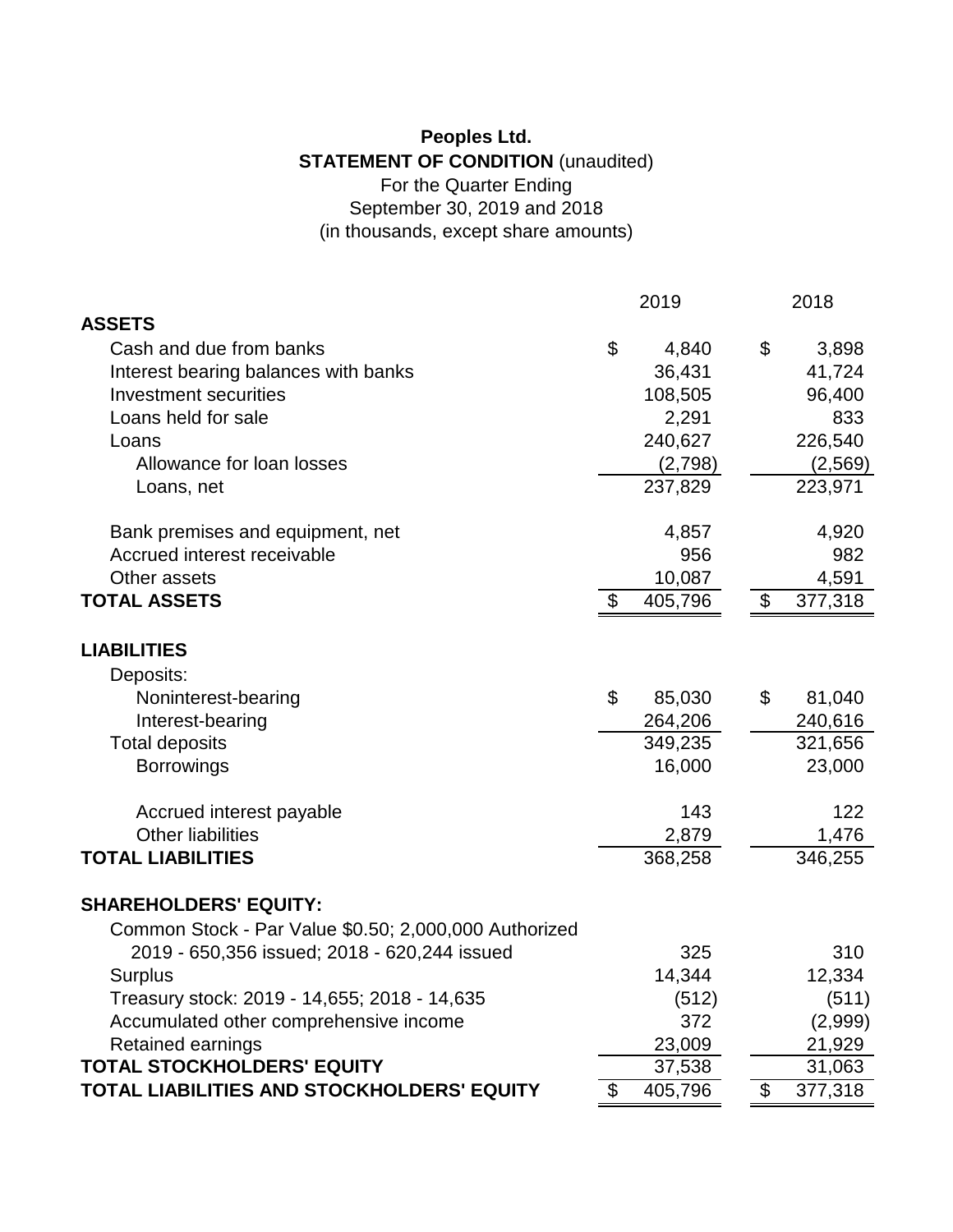# Peoples Ltd.

**STATEMENT OF CONDITION** (unaudited)

For the Quarter Ending

September 30, 2019 and 2018

(in thousands, except share amounts)

| | 2019 | 2018 |
|---|---|---|
| **ASSETS** | | |
| Cash and due from banks | $ 4,840 | $ 3,898 |
| Interest bearing balances with banks | 36,431 | 41,724 |
| Investment securities | 108,505 | 96,400 |
| Loans held for sale | 2,291 | 833 |
| Loans | 240,627 | 226,540 |
| Allowance for loan losses | (2,798) | (2,569) |
| Loans, net | 237,829 | 223,971 |
| | | |
| Bank premises and equipment, net | 4,857 | 4,920 |
| Accrued interest receivable | 956 | 982 |
| Other assets | 10,087 | 4,591 |
| **TOTAL ASSETS** | $ 405,796 | $ 377,318 |
| | | |
| **LIABILITIES** | | |
| Deposits: | | |
| Noninterest-bearing | $ 85,030 | $ 81,040 |
| Interest-bearing | 264,206 | 240,616 |
| Total deposits | 349,235 | 321,656 |
| Borrowings | 16,000 | 23,000 |
| | | |
| Accrued interest payable | 143 | 122 |
| Other liabilities | 2,879 | 1,476 |
| **TOTAL LIABILITIES** | 368,258 | 346,255 |
| | | |
| **SHAREHOLDERS' EQUITY:** | | |
| Common Stock - Par Value $0.50; 2,000,000 Authorized | | |
| 2019 - 650,356 issued; 2018 - 620,244 issued | 325 | 310 |
| Surplus | 14,344 | 12,334 |
| Treasury stock: 2019 - 14,655; 2018 - 14,635 | (512) | (511) |
| Accumulated other comprehensive income | 372 | (2,999) |
| Retained earnings | 23,009 | 21,929 |
| **TOTAL STOCKHOLDERS' EQUITY** | 37,538 | 31,063 |
| **TOTAL LIABILITIES AND STOCKHOLDERS' EQUITY** | $ 405,796 | $ 377,318 |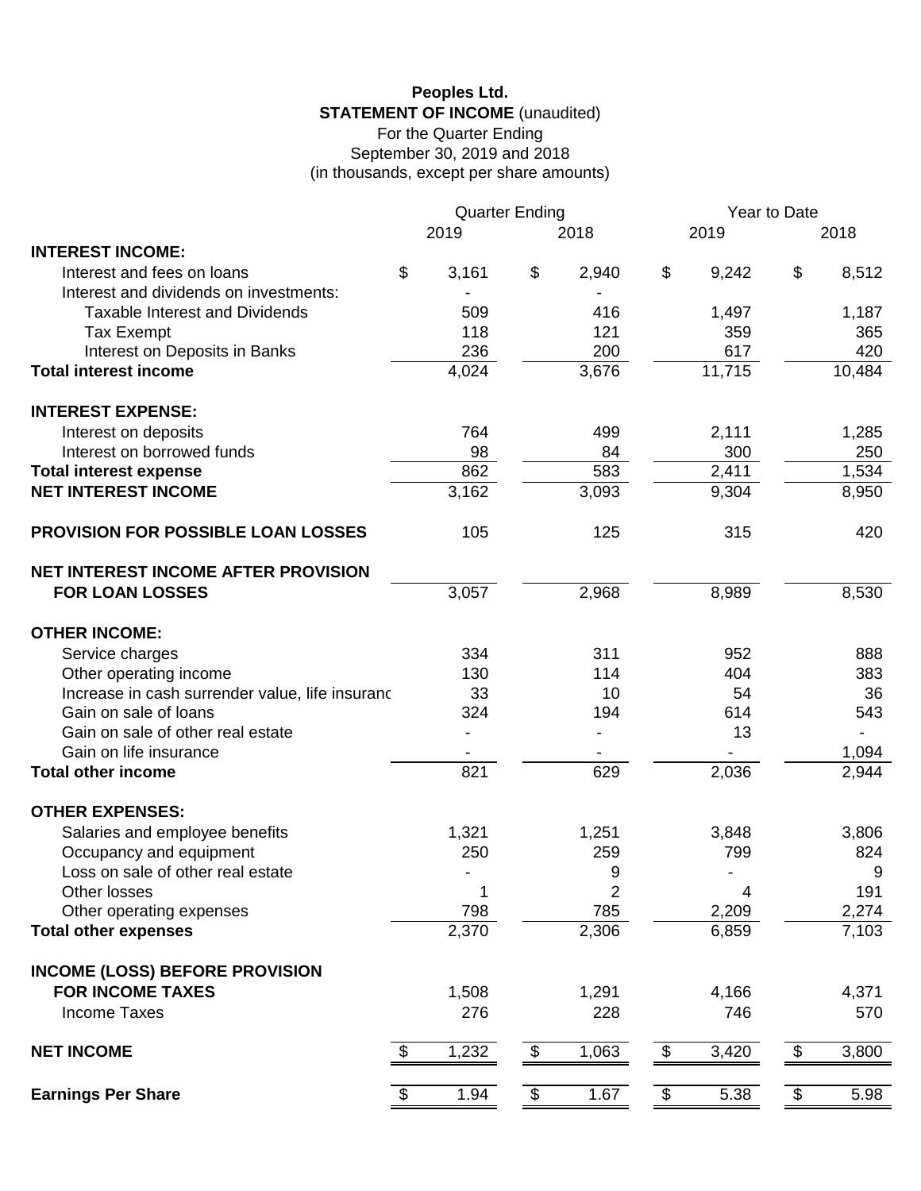**Peoples Ltd.**
**STATEMENT OF INCOME** (unaudited)
For the Quarter Ending
September 30, 2019 and 2018
(in thousands, except per share amounts)

| | Quarter Ending | | Year to Date | |
|---|---|---|---|---|
| | 2019 | 2018 | 2019 | 2018 |
| **INTEREST INCOME:** | | | | |
| Interest and fees on loans | $ 3,161 | $ 2,940 | $ 9,242 | $ 8,512 |
| Interest and dividends on investments: | - | - | | |
| Taxable Interest and Dividends | 509 | 416 | 1,497 | 1,187 |
| Tax Exempt | 118 | 121 | 359 | 365 |
| Interest on Deposits in Banks | 236 | 200 | 617 | 420 |
| **Total interest income** | 4,024 | 3,676 | 11,715 | 10,484 |
| **INTEREST EXPENSE:** | | | | |
| Interest on deposits | 764 | 499 | 2,111 | 1,285 |
| Interest on borrowed funds | 98 | 84 | 300 | 250 |
| **Total interest expense** | 862 | 583 | 2,411 | 1,534 |
| **NET INTEREST INCOME** | 3,162 | 3,093 | 9,304 | 8,950 |
| **PROVISION FOR POSSIBLE LOAN LOSSES** | 105 | 125 | 315 | 420 |
| **NET INTEREST INCOME AFTER PROVISION FOR LOAN LOSSES** | 3,057 | 2,968 | 8,989 | 8,530 |
| **OTHER INCOME:** | | | | |
| Service charges | 334 | 311 | 952 | 888 |
| Other operating income | 130 | 114 | 404 | 383 |
| Increase in cash surrender value, life insuranc | 33 | 10 | 54 | 36 |
| Gain on sale of loans | 324 | 194 | 614 | 543 |
| Gain on sale of other real estate | - | - | 13 | - |
| Gain on life insurance | - | - | - | 1,094 |
| **Total other income** | 821 | 629 | 2,036 | 2,944 |
| **OTHER EXPENSES:** | | | | |
| Salaries and employee benefits | 1,321 | 1,251 | 3,848 | 3,806 |
| Occupancy and equipment | 250 | 259 | 799 | 824 |
| Loss on sale of other real estate | - | 9 | - | 9 |
| Other losses | 1 | 2 | 4 | 191 |
| Other operating expenses | 798 | 785 | 2,209 | 2,274 |
| **Total other expenses** | 2,370 | 2,306 | 6,859 | 7,103 |
| **INCOME (LOSS) BEFORE PROVISION FOR INCOME TAXES** | 1,508 | 1,291 | 4,166 | 4,371 |
| Income Taxes | 276 | 228 | 746 | 570 |
| **NET INCOME** | $ 1,232 | $ 1,063 | $ 3,420 | $ 3,800 |
| **Earnings Per Share** | $ 1.94 | $ 1.67 | $ 5.38 | $ 5.98 |